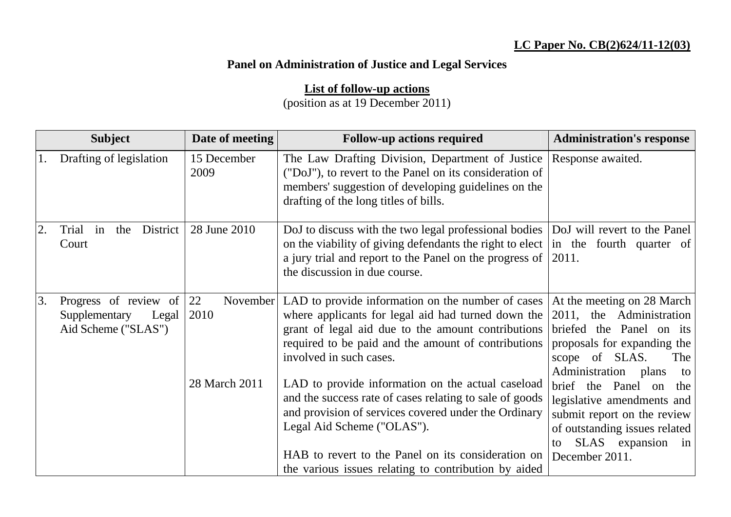**LC Paper No. CB(2)624/11-12(03)**

**Panel on Administration of Justice and Legal Services**

**List of follow-up actions**
(position as at 19 December 2011)

| Subject | Date of meeting | Follow-up actions required | Administration's response |
|---|---|---|---|
| 1. Drafting of legislation | 15 December 2009 | The Law Drafting Division, Department of Justice ("DoJ"), to revert to the Panel on its consideration of members' suggestion of developing guidelines on the drafting of the long titles of bills. | Response awaited. |
| 2. Trial in the District Court | 28 June 2010 | DoJ to discuss with the two legal professional bodies on the viability of giving defendants the right to elect a jury trial and report to the Panel on the progress of the discussion in due course. | DoJ will revert to the Panel in the fourth quarter of 2011. |
| 3. Progress of review of Supplementary Legal Aid Scheme ("SLAS") | 22 November 2010 | LAD to provide information on the number of cases where applicants for legal aid had turned down the grant of legal aid due to the amount contributions required to be paid and the amount of contributions involved in such cases. | At the meeting on 28 March 2011, the Administration briefed the Panel on its proposals for expanding the scope of SLAS. The Administration plans to brief the Panel on the legislative amendments and submit report on the review of outstanding issues related to SLAS expansion in December 2011. |
| | 28 March 2011 | LAD to provide information on the actual caseload and the success rate of cases relating to sale of goods and provision of services covered under the Ordinary Legal Aid Scheme ("OLAS").<br><br>HAB to revert to the Panel on its consideration on the various issues relating to contribution by aided | |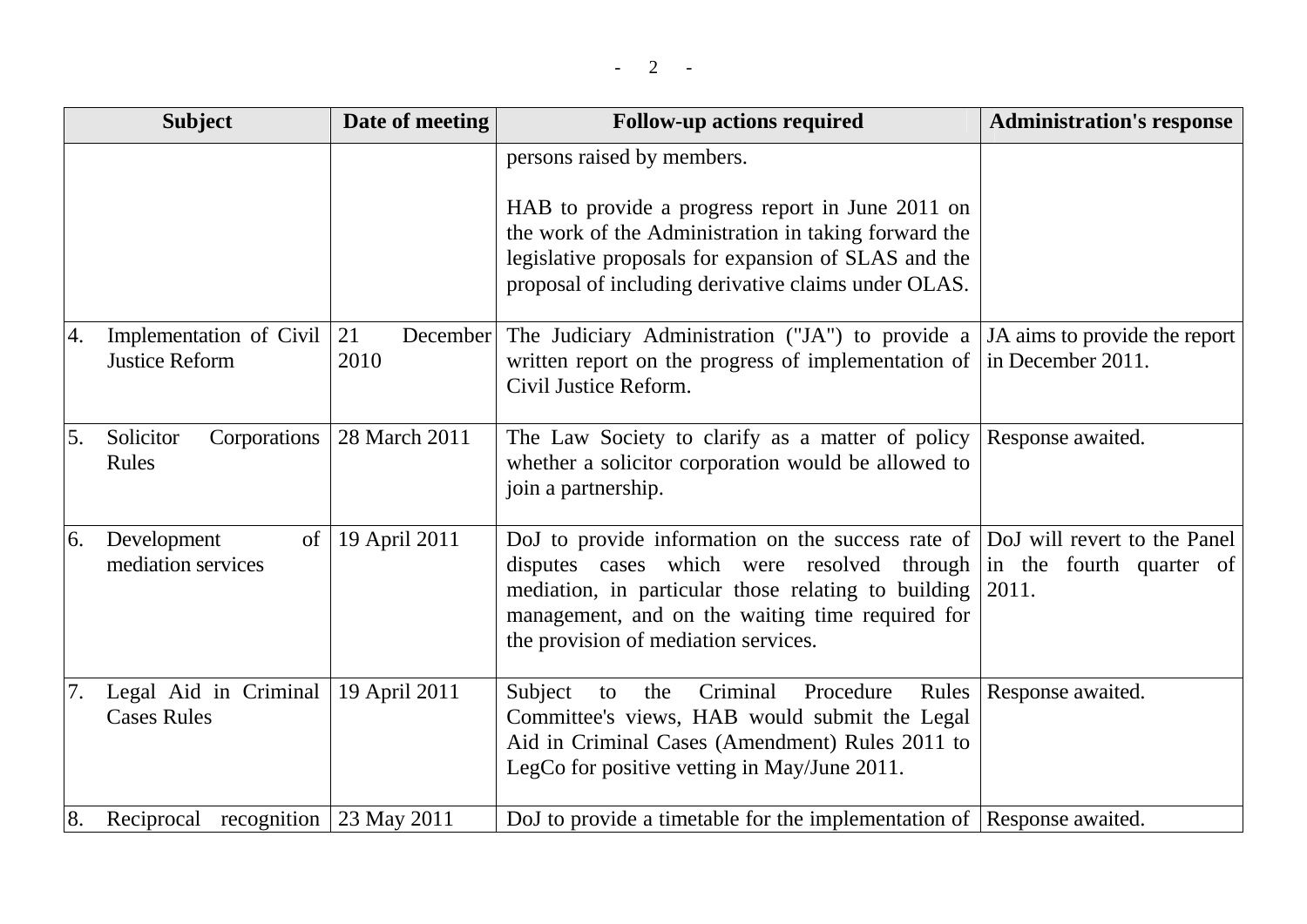| Subject | Date of meeting | Follow-up actions required | Administration's response |
|---|---|---|---|
| | | persons raised by members.<br><br>HAB to provide a progress report in June 2011 on the work of the Administration in taking forward the legislative proposals for expansion of SLAS and the proposal of including derivative claims under OLAS. | |
| 4. Implementation of Civil Justice Reform | 21 December 2010 | The Judiciary Administration ("JA") to provide a written report on the progress of implementation of Civil Justice Reform. | JA aims to provide the report in December 2011. |
| 5. Solicitor Corporations Rules | 28 March 2011 | The Law Society to clarify as a matter of policy whether a solicitor corporation would be allowed to join a partnership. | Response awaited. |
| 6. Development of mediation services | 19 April 2011 | DoJ to provide information on the success rate of disputes cases which were resolved through mediation, in particular those relating to building management, and on the waiting time required for the provision of mediation services. | DoJ will revert to the Panel in the fourth quarter of 2011. |
| 7. Legal Aid in Criminal Cases Rules | 19 April 2011 | Subject to the Criminal Procedure Rules Committee's views, HAB would submit the Legal Aid in Criminal Cases (Amendment) Rules 2011 to LegCo for positive vetting in May/June 2011. | Response awaited. |
| 8. Reciprocal recognition | 23 May 2011 | DoJ to provide a timetable for the implementation of | Response awaited. |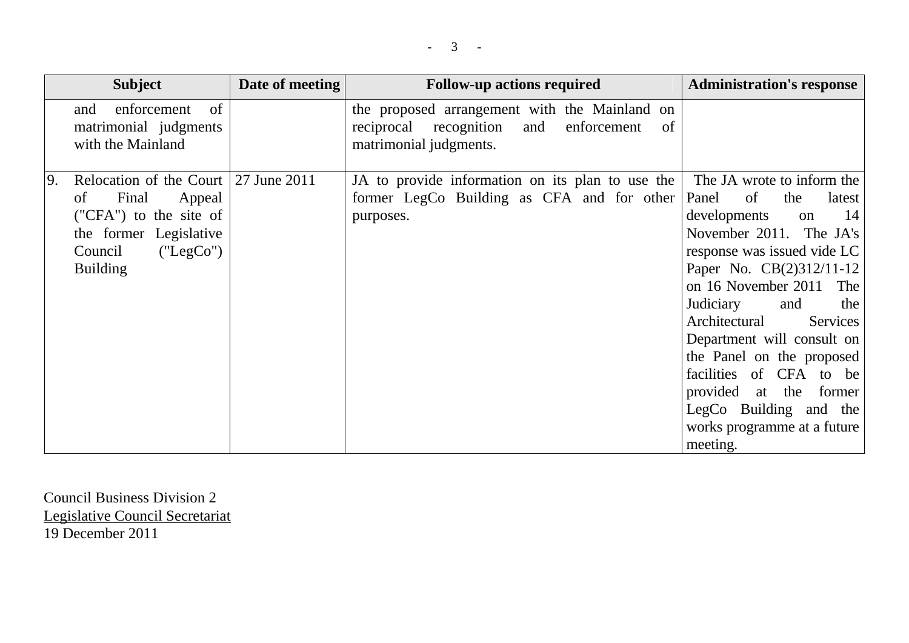| Subject | Date of meeting | Follow-up actions required | Administration's response |
|---|---|---|---|
| and enforcement of matrimonial judgments with the Mainland | | the proposed arrangement with the Mainland on reciprocal recognition and enforcement of matrimonial judgments. | |
| 9. Relocation of the Court of Final Appeal ("CFA") to the site of the former Legislative Council ("LegCo") Building | 27 June 2011 | JA to provide information on its plan to use the former LegCo Building as CFA and for other purposes. | The JA wrote to inform the Panel of the latest developments on 14 November 2011. The JA's response was issued vide LC Paper No. CB(2)312/11-12 on 16 November 2011 The Judiciary and the Architectural Services Department will consult on the Panel on the proposed facilities of CFA to be provided at the former LegCo Building and the works programme at a future meeting. |

Council Business Division 2
Legislative Council Secretariat
19 December 2011